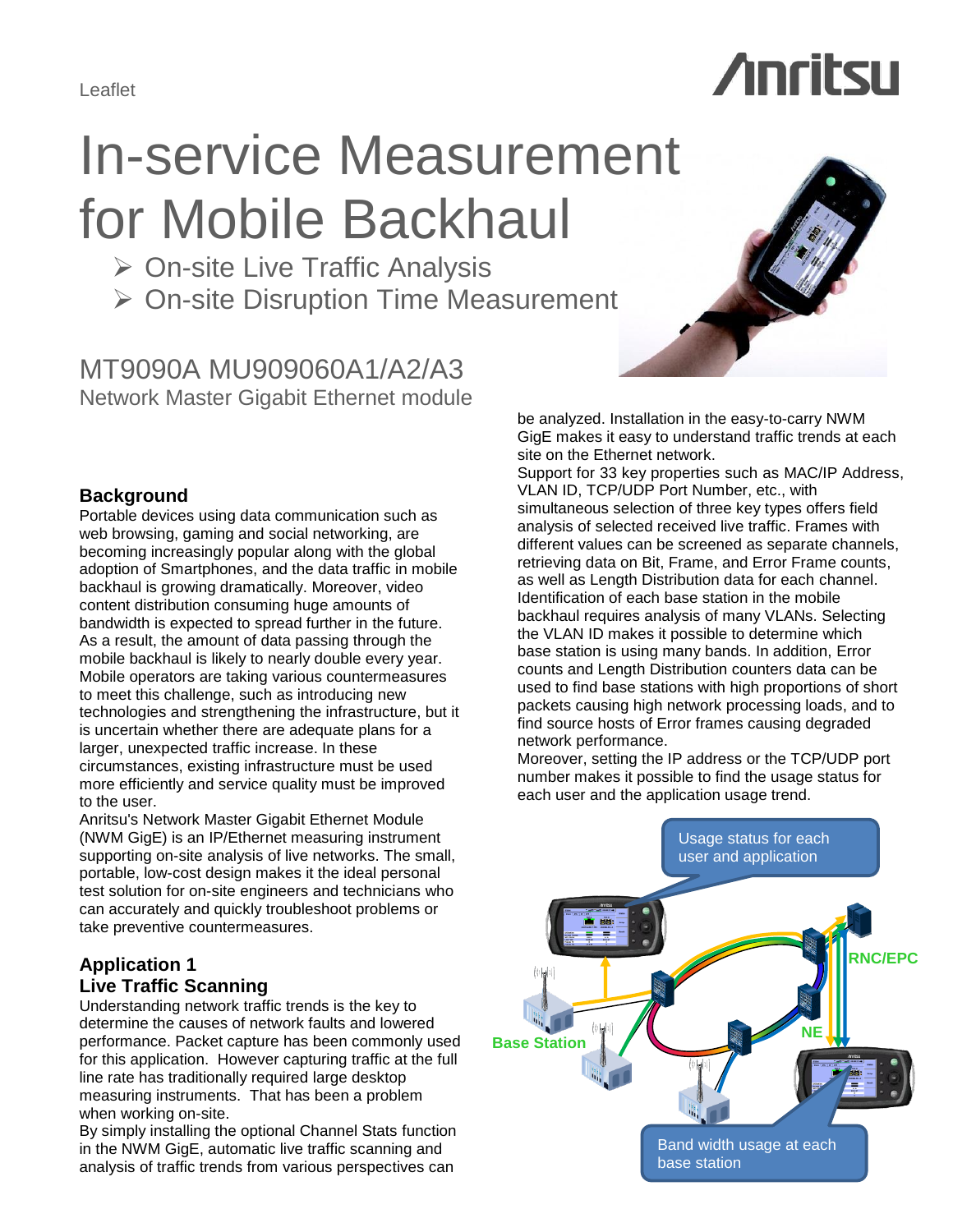Leaflet

# In-service Measurement for Mobile Backhaul

- On-site Live Traffic Analysis
- On-site Disruption Time Measurement

## MT9090A MU909060A1/A2/A3

Network Master Gigabit Ethernet module

### Background

Portable devices using data communication such as web browsing, gaming and social networking, are becoming increasingly popular along with the global adoption of Smartphones, and the data traffic in mobile backhaul is growing dramatically. Moreover, video content distribution consuming huge amounts of bandwidth is expected to spread further in the future. As a result, the amount of data passing through the mobile backhaul is likely to nearly double every year. Mobile operators are taking various countermeasures to meet this challenge, such as introducing new technologies and strengthening the infrastructure, but it is uncertain whether there are adequate plans for a larger, unexpected traffic increase. In these circumstances, existing infrastructure must be used more efficiently and service quality must be improved to the user.

Anritsu's Network Master Gigabit Ethernet Module (NWM GigE) is an IP/Ethernet measuring instrument supporting on-site analysis of live networks. The small, portable, low-cost design makes it the ideal personal test solution for on-site engineers and technicians who can accurately and quickly troubleshoot problems or take preventive countermeasures.

### Application 1
### Live Traffic Scanning

Understanding network traffic trends is the key to determine the causes of network faults and lowered performance. Packet capture has been commonly used for this application. However capturing traffic at the full line rate has traditionally required large desktop measuring instruments. That has been a problem when working on-site.

By simply installing the optional Channel Stats function in the NWM GigE, automatic live traffic scanning and analysis of traffic trends from various perspectives can be analyzed. Installation in the easy-to-carry NWM GigE makes it easy to understand traffic trends at each site on the Ethernet network.

Support for 33 key properties such as MAC/IP Address, VLAN ID, TCP/UDP Port Number, etc., with simultaneous selection of three key types offers field analysis of selected received live traffic. Frames with different values can be screened as separate channels, retrieving data on Bit, Frame, and Error Frame counts, as well as Length Distribution data for each channel.

Identification of each base station in the mobile backhaul requires analysis of many VLANs. Selecting the VLAN ID makes it possible to determine which base station is using many bands. In addition, Error counts and Length Distribution counters data can be used to find base stations with high proportions of short packets causing high network processing loads, and to find source hosts of Error frames causing degraded network performance.

Moreover, setting the IP address or the TCP/UDP port number makes it possible to find the usage status for each user and the application usage trend.

Usage status for each user and application

RNC/EPC

Base Station

NE

Band width usage at each base station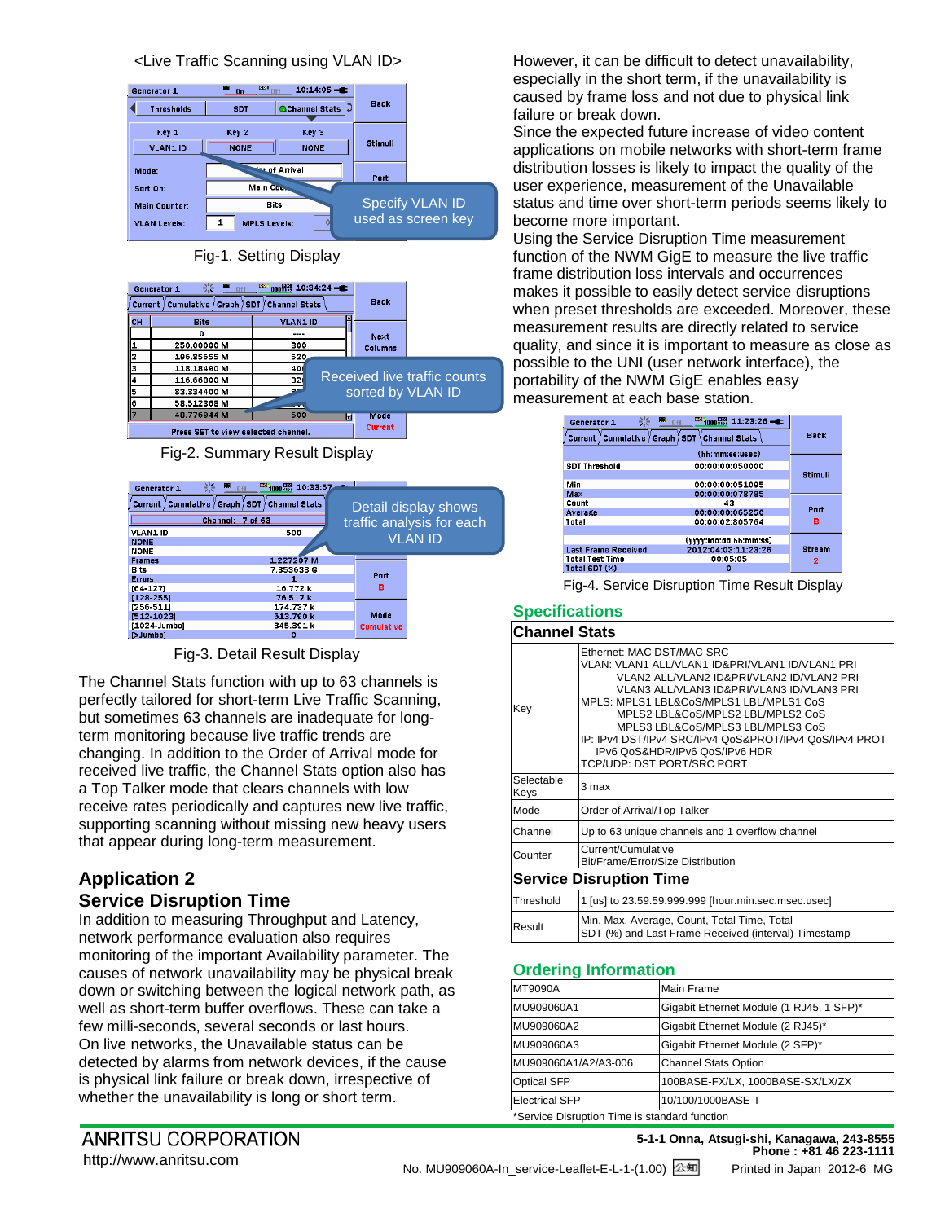<Live Traffic Scanning using VLAN ID>

Fig-1. Setting Display

Fig-2. Summary Result Display

Fig-3. Detail Result Display

The Channel Stats function with up to 63 channels is perfectly tailored for short-term Live Traffic Scanning, but sometimes 63 channels are inadequate for long-term monitoring because live traffic trends are changing. In addition to the Order of Arrival mode for received live traffic, the Channel Stats option also has a Top Talker mode that clears channels with low receive rates periodically and captures new live traffic, supporting scanning without missing new heavy users that appear during long-term measurement.

## Application 2
## Service Disruption Time

In addition to measuring Throughput and Latency, network performance evaluation also requires monitoring of the important Availability parameter. The causes of network unavailability may be physical break down or switching between the logical network path, as well as short-term buffer overflows. These can take a few milli-seconds, several seconds or last hours.
On live networks, the Unavailable status can be detected by alarms from network devices, if the cause is physical link failure or break down, irrespective of whether the unavailability is long or short term.

However, it can be difficult to detect unavailability, especially in the short term, if the unavailability is caused by frame loss and not due to physical link failure or break down.
Since the expected future increase of video content applications on mobile networks with short-term frame distribution losses is likely to impact the quality of the user experience, measurement of the Unavailable status and time over short-term periods seems likely to become more important.
Using the Service Disruption Time measurement function of the NWM GigE to measure the live traffic frame distribution loss intervals and occurrences makes it possible to easily detect service disruptions when preset thresholds are exceeded. Moreover, these measurement results are directly related to service quality, and since it is important to measure as close as possible to the UNI (user network interface), the portability of the NWM GigE enables easy measurement at each base station.

Fig-4. Service Disruption Time Result Display

## Specifications

| Channel Stats | |
|---|---|
| Key | Ethernet: MAC DST/MAC SRC<br>VLAN: VLAN1 ALL/VLAN1 ID&PRI/VLAN1 ID/VLAN1 PRI<br>VLAN2 ALL/VLAN2 ID&PRI/VLAN2 ID/VLAN2 PRI<br>VLAN3 ALL/VLAN3 ID&PRI/VLAN3 ID/VLAN3 PRI<br>MPLS: MPLS1 LBL&CoS/MPLS1 LBL/MPLS1 CoS<br>MPLS2 LBL&CoS/MPLS2 LBL/MPLS2 CoS<br>MPLS3 LBL&CoS/MPLS3 LBL/MPLS3 CoS<br>IP: IPv4 DST/IPv4 SRC/IPv4 QoS&PROT/IPv4 QoS/IPv4 PROT<br>IPv6 QoS&HDR/IPv6 QoS/IPv6 HDR<br>TCP/UDP: DST PORT/SRC PORT |
| Selectable Keys | 3 max |
| Mode | Order of Arrival/Top Talker |
| Channel | Up to 63 unique channels and 1 overflow channel |
| Counter | Current/Cumulative<br>Bit/Frame/Error/Size Distribution |
| **Service Disruption Time** | |
| Threshold | 1 [us] to 23.59.59.999.999 [hour.min.sec.msec.usec] |
| Result | Min, Max, Average, Count, Total Time, Total<br>SDT (%) and Last Frame Received (interval) Timestamp |

## Ordering Information

| | |
|---|---|
| MT9090A | Main Frame |
| MU909060A1 | Gigabit Ethernet Module (1 RJ45, 1 SFP)* |
| MU909060A2 | Gigabit Ethernet Module (2 RJ45)* |
| MU909060A3 | Gigabit Ethernet Module (2 SFP)* |
| MU909060A1/A2/A3-006 | Channel Stats Option |
| Optical SFP | 100BASE-FX/LX, 1000BASE-SX/LX/ZX |
| Electrical SFP | 10/100/1000BASE-T |

*Service Disruption Time is standard function

ANRITSU CORPORATION
http://www.anritsu.com

5-1-1 Onna, Atsugi-shi, Kanagawa, 243-8555
Phone : +81 46 223-1111

No. MU909060A-In_service-Leaflet-E-L-1-(1.00) 公知　Printed in Japan 2012-6 MG